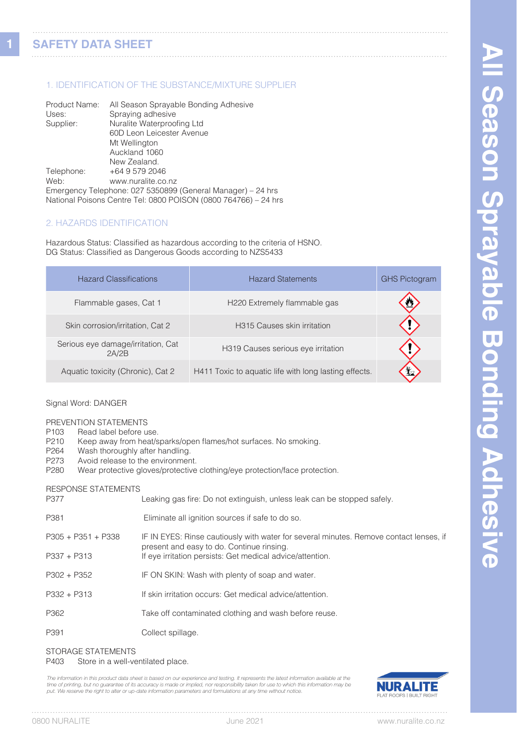# SAFETY DATA SHEET

## 1. IDENTIFICATION OF THE SUBSTANCE/MIXTURE SUPPLIER

Product Name: All Season Sprayable Bonding Adhesive
Uses: Spraying adhesive
Supplier: Nuralite Waterproofing Ltd
60D Leon Leicester Avenue
Mt Wellington
Auckland 1060
New Zealand.
Telephone: +64 9 579 2046
Web: www.nuralite.co.nz
Emergency Telephone: 027 5350899 (General Manager) – 24 hrs
National Poisons Centre Tel: 0800 POISON (0800 764766) – 24 hrs

## 2. HAZARDS IDENTIFICATION

Hazardous Status: Classified as hazardous according to the criteria of HSNO.
DG Status: Classified as Dangerous Goods according to NZS5433

| Hazard Classifications | Hazard Statements | GHS Pictogram |
|---|---|---|
| Flammable gases, Cat 1 | H220 Extremely flammable gas | |
| Skin corrosion/irritation, Cat 2 | H315 Causes skin irritation | |
| Serious eye damage/irritation, Cat 2A/2B | H319 Causes serious eye irritation | |
| Aquatic toxicity (Chronic), Cat 2 | H411 Toxic to aquatic life with long lasting effects. | |

Signal Word: DANGER

PREVENTION STATEMENTS
P103 Read label before use.
P210 Keep away from heat/sparks/open flames/hot surfaces. No smoking.
P264 Wash thoroughly after handling.
P273 Avoid release to the environment.
P280 Wear protective gloves/protective clothing/eye protection/face protection.

RESPONSE STATEMENTS

| | |
|---|---|
| P377 | Leaking gas fire: Do not extinguish, unless leak can be stopped safely. |
| P381 | Eliminate all ignition sources if safe to do so. |
| P305 + P351 + P338 | IF IN EYES: Rinse cautiously with water for several minutes. Remove contact lenses, if present and easy to do. Continue rinsing. |
| P337 + P313 | If eye irritation persists: Get medical advice/attention. |
| P302 + P352 | IF ON SKIN: Wash with plenty of soap and water. |
| P332 + P313 | If skin irritation occurs: Get medical advice/attention. |
| P362 | Take off contaminated clothing and wash before reuse. |
| P391 | Collect spillage. |

STORAGE STATEMENTS
P403 Store in a well-ventilated place.

*The information in this product data sheet is based on our experience and testing. It represents the latest information available at the time of printing, but no guarantee of its accuracy is made or implied, nor responsibility taken for use to which this information may be put. We reserve the right to alter or up-date information parameters and formulations at any time without notice.*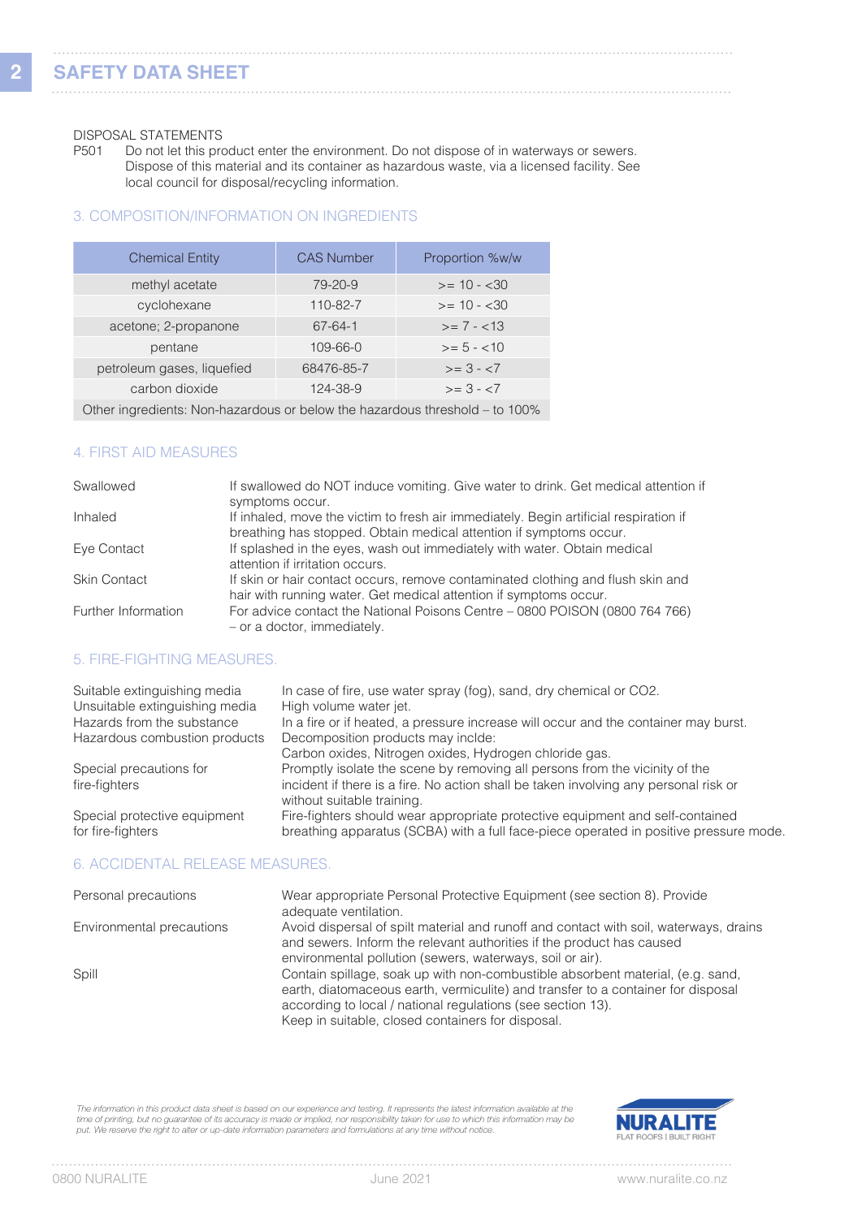DISPOSAL STATEMENTS

P501 Do not let this product enter the environment. Do not dispose of in waterways or sewers. Dispose of this material and its container as hazardous waste, via a licensed facility. See local council for disposal/recycling information.

## 3. COMPOSITION/INFORMATION ON INGREDIENTS

| Chemical Entity | CAS Number | Proportion %w/w |
|---|---|---|
| methyl acetate | 79-20-9 | >= 10 - <30 |
| cyclohexane | 110-82-7 | >= 10 - <30 |
| acetone; 2-propanone | 67-64-1 | >= 7 - <13 |
| pentane | 109-66-0 | >= 5 - <10 |
| petroleum gases, liquefied | 68476-85-7 | >= 3 - <7 |
| carbon dioxide | 124-38-9 | >= 3 - <7 |
| Other ingredients: Non-hazardous or below the hazardous threshold – to 100% | | |

## 4. FIRST AID MEASURES

| | |
|---|---|
| Swallowed | If swallowed do NOT induce vomiting. Give water to drink. Get medical attention if symptoms occur. |
| Inhaled | If inhaled, move the victim to fresh air immediately. Begin artificial respiration if breathing has stopped. Obtain medical attention if symptoms occur. |
| Eye Contact | If splashed in the eyes, wash out immediately with water. Obtain medical attention if irritation occurs. |
| Skin Contact | If skin or hair contact occurs, remove contaminated clothing and flush skin and hair with running water. Get medical attention if symptoms occur. |
| Further Information | For advice contact the National Poisons Centre – 0800 POISON (0800 764 766) – or a doctor, immediately. |

## 5. FIRE-FIGHTING MEASURES.

| | |
|---|---|
| Suitable extinguishing media | In case of fire, use water spray (fog), sand, dry chemical or CO2. |
| Unsuitable extinguishing media | High volume water jet. |
| Hazards from the substance | In a fire or if heated, a pressure increase will occur and the container may burst. |
| Hazardous combustion products | Decomposition products may inclde: Carbon oxides, Nitrogen oxides, Hydrogen chloride gas. |
| Special precautions for fire-fighters | Promptly isolate the scene by removing all persons from the vicinity of the incident if there is a fire. No action shall be taken involving any personal risk or without suitable training. |
| Special protective equipment for fire-fighters | Fire-fighters should wear appropriate protective equipment and self-contained breathing apparatus (SCBA) with a full face-piece operated in positive pressure mode. |

## 6. ACCIDENTAL RELEASE MEASURES.

| | |
|---|---|
| Personal precautions | Wear appropriate Personal Protective Equipment (see section 8). Provide adequate ventilation. |
| Environmental precautions | Avoid dispersal of spilt material and runoff and contact with soil, waterways, drains and sewers. Inform the relevant authorities if the product has caused environmental pollution (sewers, waterways, soil or air). |
| Spill | Contain spillage, soak up with non-combustible absorbent material, (e.g. sand, earth, diatomaceous earth, vermiculite) and transfer to a container for disposal according to local / national regulations (see section 13). Keep in suitable, closed containers for disposal. |

*The information in this product data sheet is based on our experience and testing. It represents the latest information available at the time of printing, but no guarantee of its accuracy is made or implied, nor responsibility taken for use to which this information may be put. We reserve the right to alter or up-date information parameters and formulations at any time without notice.*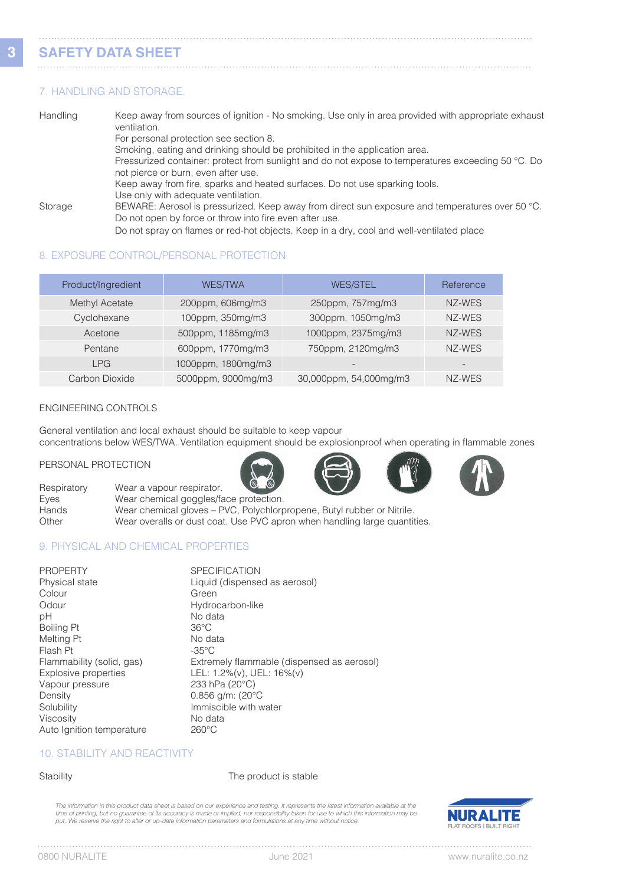# SAFETY DATA SHEET

## 7. HANDLING AND STORAGE.

Handling
Keep away from sources of ignition - No smoking. Use only in area provided with appropriate exhaust ventilation.
For personal protection see section 8.
Smoking, eating and drinking should be prohibited in the application area.
Pressurized container: protect from sunlight and do not expose to temperatures exceeding 50 °C. Do not pierce or burn, even after use.
Keep away from fire, sparks and heated surfaces. Do not use sparking tools.
Use only with adequate ventilation.

Storage
BEWARE: Aerosol is pressurized. Keep away from direct sun exposure and temperatures over 50 °C.
Do not open by force or throw into fire even after use.
Do not spray on flames or red-hot objects. Keep in a dry, cool and well-ventilated place

## 8. EXPOSURE CONTROL/PERSONAL PROTECTION

| Product/Ingredient | WES/TWA | WES/STEL | Reference |
|---|---|---|---|
| Methyl Acetate | 200ppm, 606mg/m3 | 250ppm, 757mg/m3 | NZ-WES |
| Cyclohexane | 100ppm, 350mg/m3 | 300ppm, 1050mg/m3 | NZ-WES |
| Acetone | 500ppm, 1185mg/m3 | 1000ppm, 2375mg/m3 | NZ-WES |
| Pentane | 600ppm, 1770mg/m3 | 750ppm, 2120mg/m3 | NZ-WES |
| LPG | 1000ppm, 1800mg/m3 | - | - |
| Carbon Dioxide | 5000ppm, 9000mg/m3 | 30,000ppm, 54,000mg/m3 | NZ-WES |

ENGINEERING CONTROLS

General ventilation and local exhaust should be suitable to keep vapour concentrations below WES/TWA. Ventilation equipment should be explosionproof when operating in flammable zones

PERSONAL PROTECTION

Respiratory — Wear a vapour respirator.
Eyes — Wear chemical goggles/face protection.
Hands — Wear chemical gloves – PVC, Polychlorpropene, Butyl rubber or Nitrile.
Other — Wear overalls or dust coat. Use PVC apron when handling large quantities.

## 9. PHYSICAL AND CHEMICAL PROPERTIES

| PROPERTY | SPECIFICATION |
|---|---|
| Physical state | Liquid (dispensed as aerosol) |
| Colour | Green |
| Odour | Hydrocarbon-like |
| pH | No data |
| Boiling Pt | 36°C |
| Melting Pt | No data |
| Flash Pt | -35°C |
| Flammability (solid, gas) | Extremely flammable (dispensed as aerosol) |
| Explosive properties | LEL: 1.2%(v), UEL: 16%(v) |
| Vapour pressure | 233 hPa (20°C) |
| Density | 0.856 g/m: (20°C |
| Solubility | Immiscible with water |
| Viscosity | No data |
| Auto Ignition temperature | 260°C |

## 10. STABILITY AND REACTIVITY

Stability — The product is stable

*The information in this product data sheet is based on our experience and testing. It represents the latest information available at the time of printing, but no guarantee of its accuracy is made or implied, nor responsibility taken for use to which this information may be put. We reserve the right to alter or up-date information parameters and formulations at any time without notice.*

NURALITE
FLAT ROOFS | BUILT RIGHT

0800 NURALITE | June 2021 | www.nuralite.co.nz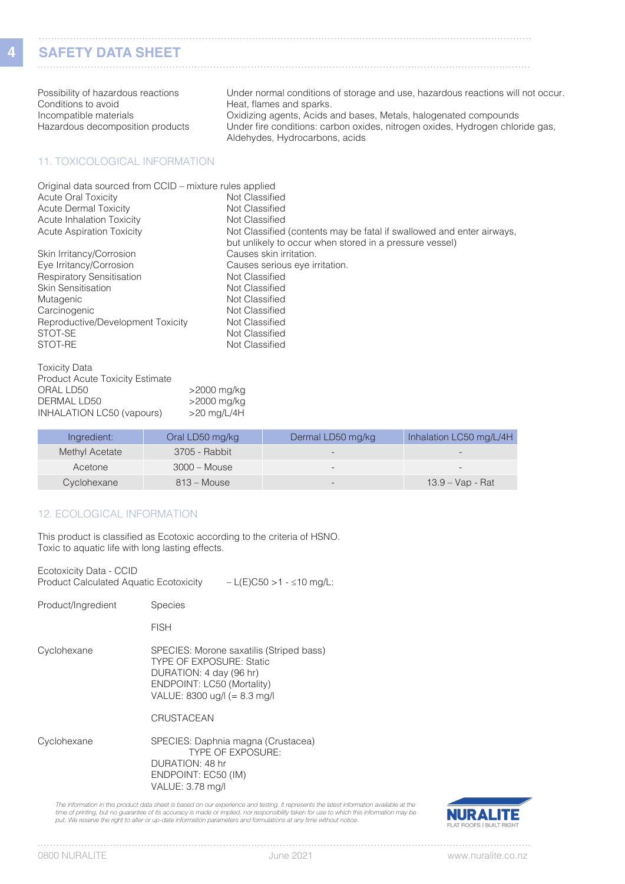| | |
|---|---|
| Possibility of hazardous reactions | Under normal conditions of storage and use, hazardous reactions will not occur. |
| Conditions to avoid | Heat, flames and sparks. |
| Incompatible materials | Oxidizing agents, Acids and bases, Metals, halogenated compounds |
| Hazardous decomposition products | Under fire conditions: carbon oxides, nitrogen oxides, Hydrogen chloride gas, Aldehydes, Hydrocarbons, acids |

## 11. TOXICOLOGICAL INFORMATION

Original data sourced from CCID – mixture rules applied

| | |
|---|---|
| Acute Oral Toxicity | Not Classified |
| Acute Dermal Toxicity | Not Classified |
| Acute Inhalation Toxicity | Not Classified |
| Acute Aspiration Toxicity | Not Classified (contents may be fatal if swallowed and enter airways, but unlikely to occur when stored in a pressure vessel) |
| Skin Irritancy/Corrosion | Causes skin irritation. |
| Eye Irritancy/Corrosion | Causes serious eye irritation. |
| Respiratory Sensitisation | Not Classified |
| Skin Sensitisation | Not Classified |
| Mutagenic | Not Classified |
| Carcinogenic | Not Classified |
| Reproductive/Development Toxicity | Not Classified |
| STOT-SE | Not Classified |
| STOT-RE | Not Classified |

Toxicity Data

Product Acute Toxicity Estimate

| | |
|---|---|
| ORAL LD50 | >2000 mg/kg |
| DERMAL LD50 | >2000 mg/kg |
| INHALATION LC50 (vapours) | >20 mg/L/4H |

| Ingredient: | Oral LD50 mg/kg | Dermal LD50 mg/kg | Inhalation LC50 mg/L/4H |
|---|---|---|---|
| Methyl Acetate | 3705 - Rabbit | - | - |
| Acetone | 3000 – Mouse | - | - |
| Cyclohexane | 813 – Mouse | - | 13.9 – Vap - Rat |

## 12. ECOLOGICAL INFORMATION

This product is classified as Ecotoxic according to the criteria of HSNO.
Toxic to aquatic life with long lasting effects.

Ecotoxicity Data - CCID

Product Calculated Aquatic Ecotoxicity – L(E)C50 >1 - ≤10 mg/L:

| Product/Ingredient | Species |
|---|---|
| | FISH |
| Cyclohexane | SPECIES: Morone saxatilis (Striped bass)<br>TYPE OF EXPOSURE: Static<br>DURATION: 4 day (96 hr)<br>ENDPOINT: LC50 (Mortality)<br>VALUE: 8300 ug/l (= 8.3 mg/l |
| | CRUSTACEAN |
| Cyclohexane | SPECIES: Daphnia magna (Crustacea)<br>TYPE OF EXPOSURE:<br>DURATION: 48 hr<br>ENDPOINT: EC50 (IM)<br>VALUE: 3.78 mg/l |

*The information in this product data sheet is based on our experience and testing. It represents the latest information available at the time of printing, but no guarantee of its accuracy is made or implied, nor responsibility taken for use to which this information may be put. We reserve the right to alter or up-date information parameters and formulations at any time without notice.*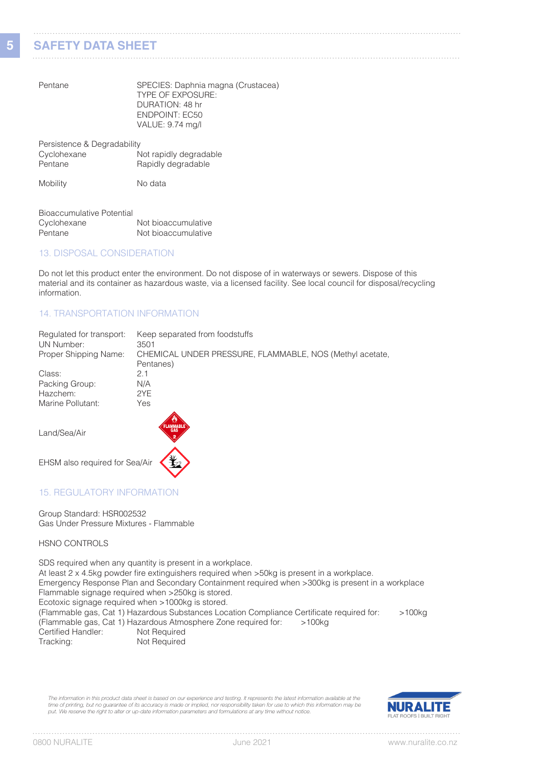| | |
|---|---|
| Pentane | SPECIES: Daphnia magna (Crustacea)<br>TYPE OF EXPOSURE:<br>DURATION: 48 hr<br>ENDPOINT: EC50<br>VALUE: 9.74 mg/l |

Persistence & Degradability

| | |
|---|---|
| Cyclohexane | Not rapidly degradable |
| Pentane | Rapidly degradable |

| | |
|---|---|
| Mobility | No data |

Bioaccumulative Potential

| | |
|---|---|
| Cyclohexane | Not bioaccumulative |
| Pentane | Not bioaccumulative |

## 13. DISPOSAL CONSIDERATION

Do not let this product enter the environment. Do not dispose of in waterways or sewers. Dispose of this material and its container as hazardous waste, via a licensed facility. See local council for disposal/recycling information.

## 14. TRANSPORTATION INFORMATION

| | |
|---|---|
| Regulated for transport: | Keep separated from foodstuffs |
| UN Number: | 3501 |
| Proper Shipping Name: | CHEMICAL UNDER PRESSURE, FLAMMABLE, NOS (Methyl acetate, Pentanes) |
| Class: | 2.1 |
| Packing Group: | N/A |
| Hazchem: | 2YE |
| Marine Pollutant: | Yes |

Land/Sea/Air

EHSM also required for Sea/Air

## 15. REGULATORY INFORMATION

Group Standard: HSR002532
Gas Under Pressure Mixtures - Flammable

HSNO CONTROLS

SDS required when any quantity is present in a workplace.
At least 2 x 4.5kg powder fire extinguishers required when >50kg is present in a workplace.
Emergency Response Plan and Secondary Containment required when >300kg is present in a workplace
Flammable signage required when >250kg is stored.
Ecotoxic signage required when >1000kg is stored.
(Flammable gas, Cat 1) Hazardous Substances Location Compliance Certificate required for: >100kg
(Flammable gas, Cat 1) Hazardous Atmosphere Zone required for: >100kg

| | |
|---|---|
| Certified Handler: | Not Required |
| Tracking: | Not Required |

*The information in this product data sheet is based on our experience and testing. It represents the latest information available at the time of printing, but no guarantee of its accuracy is made or implied, nor responsibility taken for use to which this information may be put. We reserve the right to alter or up-date information parameters and formulations at any time without notice.*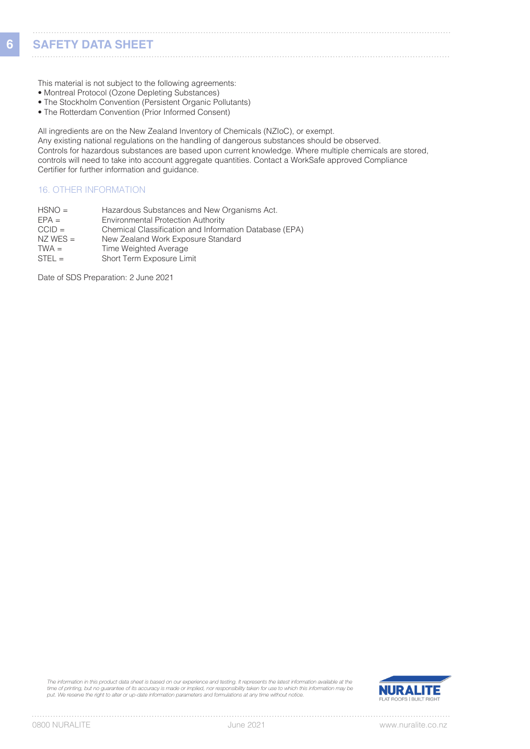This material is not subject to the following agreements:

- Montreal Protocol (Ozone Depleting Substances)
- The Stockholm Convention (Persistent Organic Pollutants)
- The Rotterdam Convention (Prior Informed Consent)

All ingredients are on the New Zealand Inventory of Chemicals (NZIoC), or exempt.
Any existing national regulations on the handling of dangerous substances should be observed.
Controls for hazardous substances are based upon current knowledge. Where multiple chemicals are stored, controls will need to take into account aggregate quantities. Contact a WorkSafe approved Compliance Certifier for further information and guidance.

## 16. OTHER INFORMATION

| | |
|---|---|
| HSNO = | Hazardous Substances and New Organisms Act. |
| EPA = | Environmental Protection Authority |
| CCID = | Chemical Classification and Information Database (EPA) |
| NZ WES = | New Zealand Work Exposure Standard |
| TWA = | Time Weighted Average |
| STEL = | Short Term Exposure Limit |

Date of SDS Preparation: 2 June 2021

*The information in this product data sheet is based on our experience and testing. It represents the latest information available at the time of printing, but no guarantee of its accuracy is made or implied, nor responsibility taken for use to which this information may be put. We reserve the right to alter or up-date information parameters and formulations at any time without notice.*

NURALITE
FLAT ROOFS | BUILT RIGHT